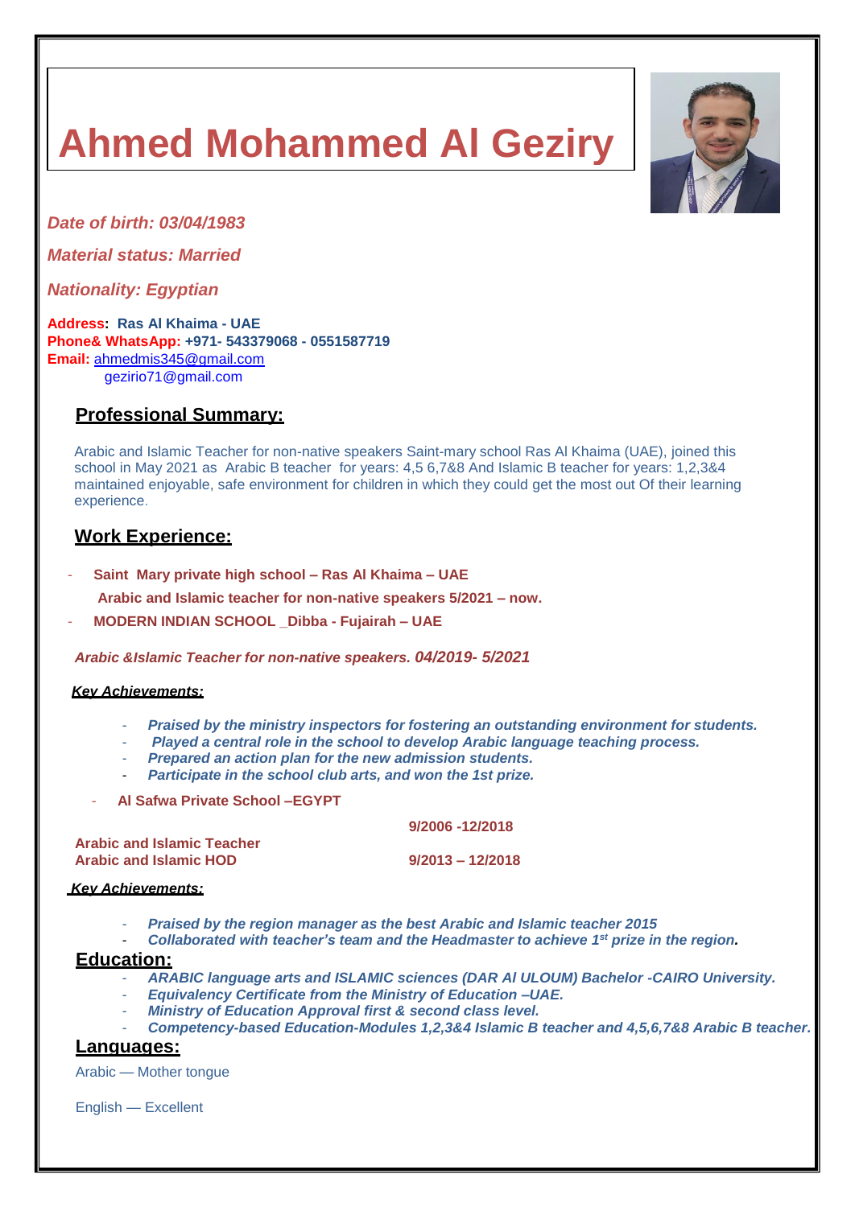# Ahmed Mohammed Al Geziry

*Date of birth: 03/04/1983*

*Material status: Married*

*Nationality: Egyptian*

**Address: Ras Al Khaima - UAE**
**Phone& WhatsApp: +971- 543379068 - 0551587719**
**Email:** ahmedmis345@gmail.com
gezirio71@gmail.com

## Professional Summary:

Arabic and Islamic Teacher for non-native speakers Saint-mary school Ras Al Khaima (UAE), joined this school in May 2021 as Arabic B teacher for years: 4,5 6,7&8 And Islamic B teacher for years: 1,2,3&4 maintained enjoyable, safe environment for children in which they could get the most out Of their learning experience.

## Work Experience:

- **Saint Mary private high school – Ras Al Khaima – UAE**

  **Arabic and Islamic teacher for non-native speakers 5/2021 – now.**

- **MODERN INDIAN SCHOOL _Dibba - Fujairah – UAE**

  ***Arabic &Islamic Teacher for non-native speakers. 04/2019- 5/2021***

***Key Achievements:***

- ***Praised by the ministry inspectors for fostering an outstanding environment for students.***
- ***Played a central role in the school to develop Arabic language teaching process.***
- ***Prepared an action plan for the new admission students.***
- ***Participate in the school club arts, and won the 1st prize.***

- **Al Safwa Private School –EGYPT**

| | |
|---|---|
| **Arabic and Islamic Teacher** | **9/2006 -12/2018** |
| **Arabic and Islamic HOD** | **9/2013 – 12/2018** |

***Key Achievements:***

- ***Praised by the region manager as the best Arabic and Islamic teacher 2015***
- ***Collaborated with teacher's team and the Headmaster to achieve 1st prize in the region.***

## Education:

- ***ARABIC language arts and ISLAMIC sciences (DAR Al ULOUM) Bachelor -CAIRO University.***
- ***Equivalency Certificate from the Ministry of Education –UAE.***
- ***Ministry of Education Approval first & second class level.***
- ***Competency-based Education-Modules 1,2,3&4 Islamic B teacher and 4,5,6,7&8 Arabic B teacher.***

## Languages:

Arabic — Mother tongue

English — Excellent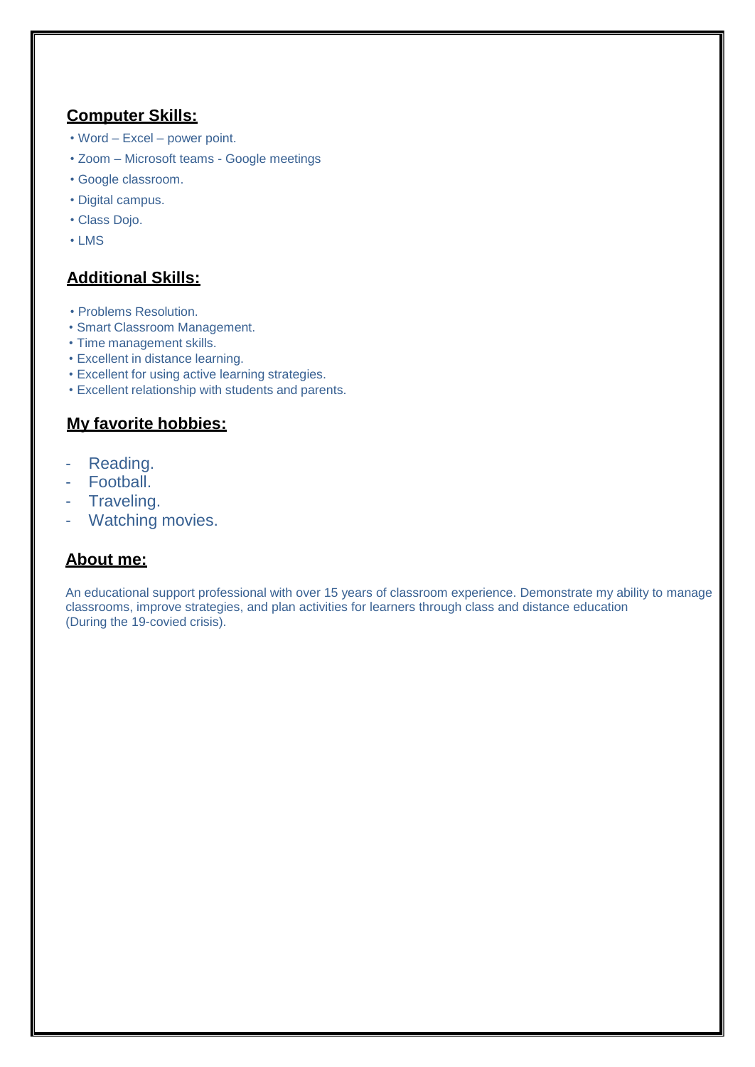## Computer Skills:

- Word – Excel – power point.
- Zoom – Microsoft teams - Google meetings
- Google classroom.
- Digital campus.
- Class Dojo.
- LMS

## Additional Skills:

- Problems Resolution.
- Smart Classroom Management.
- Time management skills.
- Excellent in distance learning.
- Excellent for using active learning strategies.
- Excellent relationship with students and parents.

## My favorite hobbies:

- Reading.
- Football.
- Traveling.
- Watching movies.

## About me:

An educational support professional with over 15 years of classroom experience. Demonstrate my ability to manage classrooms, improve strategies, and plan activities for learners through class and distance education
(During the 19-covied crisis).